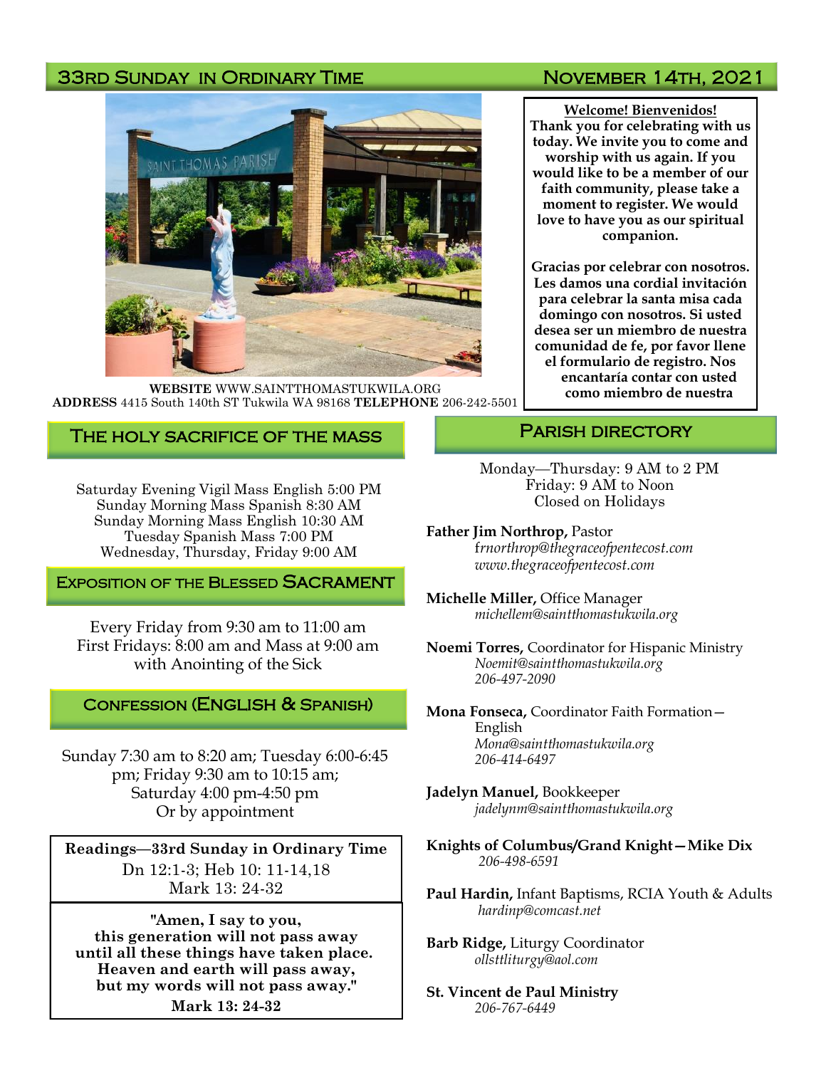## 33rd Sunday in Ordinary Time — November 14th, 2021

**WEBSITE** WWW.SAINTTHOMASTUKWILA.ORG
**ADDRESS** 4415 South 140th ST Tukwila WA 98168 **TELEPHONE** 206-242-5501

**Welcome! Bienvenidos!**
**Thank you for celebrating with us today. We invite you to come and worship with us again. If you would like to be a member of our faith community, please take a moment to register. We would love to have you as our spiritual companion.**

**Gracias por celebrar con nosotros. Les damos una cordial invitación para celebrar la santa misa cada domingo con nosotros. Si usted desea ser un miembro de nuestra comunidad de fe, por favor llene el formulario de registro. Nos encantaría contar con usted como miembro de nuestra**

## The Holy Sacrifice of the Mass

Saturday Evening Vigil Mass English 5:00 PM
Sunday Morning Mass Spanish 8:30 AM
Sunday Morning Mass English 10:30 AM
Tuesday Spanish Mass 7:00 PM
Wednesday, Thursday, Friday 9:00 AM

## Exposition of the Blessed Sacrament

Every Friday from 9:30 am to 11:00 am
First Fridays: 8:00 am and Mass at 9:00 am with Anointing of the Sick

## Confession (English & Spanish)

Sunday 7:30 am to 8:20 am; Tuesday 6:00-6:45 pm; Friday 9:30 am to 10:15 am; Saturday 4:00 pm-4:50 pm
Or by appointment

**Readings—33rd Sunday in Ordinary Time**
Dn 12:1-3; Heb 10: 11-14,18
Mark 13: 24-32

**"Amen, I say to you,
this generation will not pass away
until all these things have taken place.
Heaven and earth will pass away,
but my words will not pass away."**
**Mark 13: 24-32**

## Parish Directory

Monday—Thursday: 9 AM to 2 PM
Friday: 9 AM to Noon
Closed on Holidays

**Father Jim Northrop,** Pastor
*frnorthrop@thegraceofpentecost.com*
*www.thegraceofpentecost.com*

**Michelle Miller,** Office Manager
*michellem@saintthomastukwila.org*

**Noemi Torres,** Coordinator for Hispanic Ministry
*Noemit@saintthomastukwila.org*
*206-497-2090*

**Mona Fonseca,** Coordinator Faith Formation—English
*Mona@saintthomastukwila.org*
*206-414-6497*

**Jadelyn Manuel,** Bookkeeper
*jadelynm@saintthomastukwila.org*

**Knights of Columbus/Grand Knight—Mike Dix**
*206-498-6591*

**Paul Hardin,** Infant Baptisms, RCIA Youth & Adults
*hardinp@comcast.net*

**Barb Ridge,** Liturgy Coordinator
*ollsttliturgy@aol.com*

**St. Vincent de Paul Ministry**
*206-767-6449*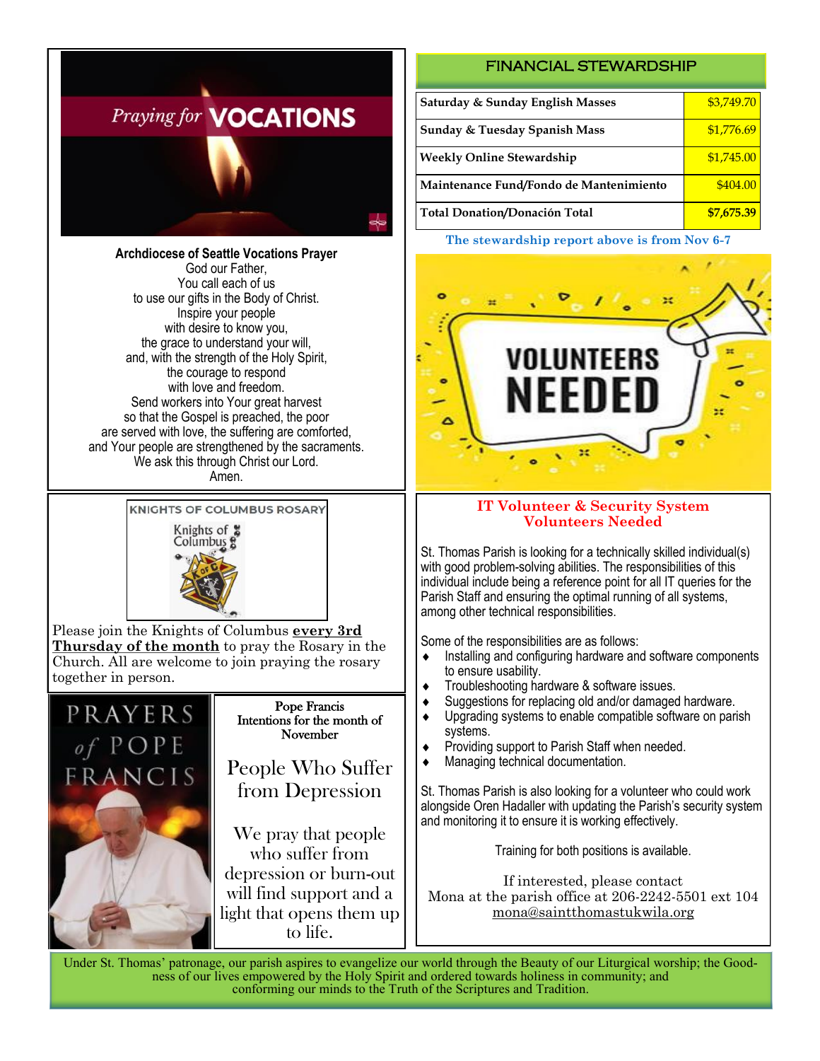## Praying for VOCATIONS

**Archdiocese of Seattle Vocations Prayer**

God our Father,
You call each of us
to use our gifts in the Body of Christ.
Inspire your people
with desire to know you,
the grace to understand your will,
and, with the strength of the Holy Spirit,
the courage to respond
with love and freedom.
Send workers into Your great harvest
so that the Gospel is preached, the poor
are served with love, the suffering are comforted,
and Your people are strengthened by the sacraments.
We ask this through Christ our Lord.
Amen.

## KNIGHTS OF COLUMBUS ROSARY

Please join the Knights of Columbus **every 3rd Thursday of the month** to pray the Rosary in the Church. All are welcome to join praying the rosary together in person.

## PRAYERS of POPE FRANCIS

Pope Francis
Intentions for the month of November

### People Who Suffer from Depression

We pray that people who suffer from depression or burn-out will find support and a light that opens them up to life.

## FINANCIAL STEWARDSHIP

| | |
|---|---|
| Saturday & Sunday English Masses | $3,749.70 |
| Sunday & Tuesday Spanish Mass | $1,776.69 |
| Weekly Online Stewardship | $1,745.00 |
| Maintenance Fund/Fondo de Mantenimiento | $404.00 |
| **Total Donation/Donación Total** | **$7,675.39** |

The stewardship report above is from Nov 6-7

## VOLUNTEERS NEEDED

### IT Volunteer & Security System Volunteers Needed

St. Thomas Parish is looking for a technically skilled individual(s) with good problem-solving abilities. The responsibilities of this individual include being a reference point for all IT queries for the Parish Staff and ensuring the optimal running of all systems, among other technical responsibilities.

Some of the responsibilities are as follows:

- Installing and configuring hardware and software components to ensure usability.
- Troubleshooting hardware & software issues.
- Suggestions for replacing old and/or damaged hardware.
- Upgrading systems to enable compatible software on parish systems.
- Providing support to Parish Staff when needed.
- Managing technical documentation.

St. Thomas Parish is also looking for a volunteer who could work alongside Oren Hadaller with updating the Parish's security system and monitoring it to ensure it is working effectively.

Training for both positions is available.

If interested, please contact
Mona at the parish office at 206-2242-5501 ext 104
mona@saintthomastukwila.org

Under St. Thomas' patronage, our parish aspires to evangelize our world through the Beauty of our Liturgical worship; the Goodness of our lives empowered by the Holy Spirit and ordered towards holiness in community; and conforming our minds to the Truth of the Scriptures and Tradition.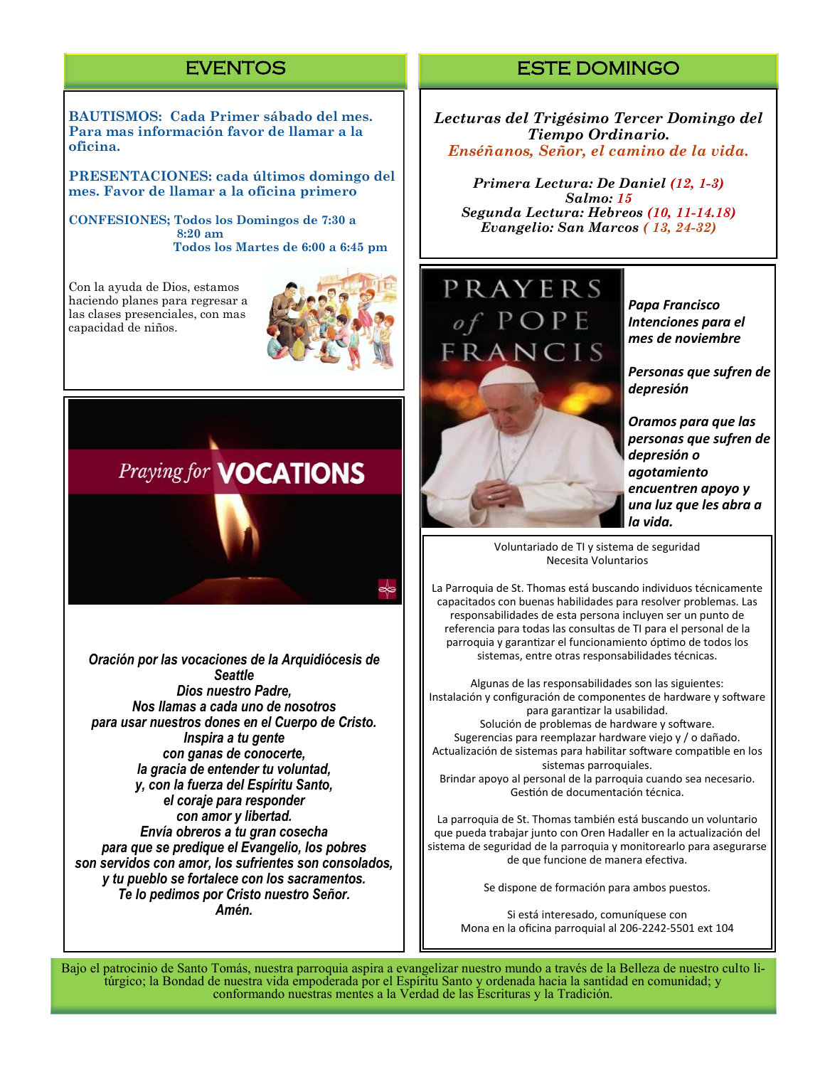## EVENTOS

**BAUTISMOS: Cada Primer sábado del mes. Para mas información favor de llamar a la oficina.**

**PRESENTACIONES: cada últimos domingo del mes. Favor de llamar a la oficina primero**

**CONFESIONES; Todos los Domingos de 7:30 a 8:20 am**
**Todos los Martes de 6:00 a 6:45 pm**

Con la ayuda de Dios, estamos haciendo planes para regresar a las clases presenciales, con mas capacidad de niños.

Praying for VOCATIONS

***Oración por las vocaciones de la Arquidiócesis de Seattle***
***Dios nuestro Padre,***
***Nos llamas a cada uno de nosotros***
***para usar nuestros dones en el Cuerpo de Cristo.***
***Inspira a tu gente***
***con ganas de conocerte,***
***la gracia de entender tu voluntad,***
***y, con la fuerza del Espíritu Santo,***
***el coraje para responder***
***con amor y libertad.***
***Envía obreros a tu gran cosecha***
***para que se predique el Evangelio, los pobres***
***son servidos con amor, los sufrientes son consolados,***
***y tu pueblo se fortalece con los sacramentos.***
***Te lo pedimos por Cristo nuestro Señor.***
***Amén.***

## ESTE DOMINGO

***Lecturas del Trigésimo Tercer Domingo del Tiempo Ordinario.***
***Enséñanos, Señor, el camino de la vida.***

***Primera Lectura: De Daniel (12, 1-3)***
***Salmo: 15***
***Segunda Lectura: Hebreos (10, 11-14.18)***
***Evangelio: San Marcos ( 13, 24-32)***

PRAYERS of POPE FRANCIS

***Papa Francisco Intenciones para el mes de noviembre***

***Personas que sufren de depresión***

***Oramos para que las personas que sufren de depresión o agotamiento encuentren apoyo y una luz que les abra a la vida.***

Voluntariado de TI y sistema de seguridad
Necesita Voluntarios

La Parroquia de St. Thomas está buscando individuos técnicamente capacitados con buenas habilidades para resolver problemas. Las responsabilidades de esta persona incluyen ser un punto de referencia para todas las consultas de TI para el personal de la parroquia y garantizar el funcionamiento óptimo de todos los sistemas, entre otras responsabilidades técnicas.

Algunas de las responsabilidades son las siguientes:
Instalación y configuración de componentes de hardware y software para garantizar la usabilidad.
Solución de problemas de hardware y software.
Sugerencias para reemplazar hardware viejo y / o dañado.
Actualización de sistemas para habilitar software compatible en los sistemas parroquiales.
Brindar apoyo al personal de la parroquia cuando sea necesario.
Gestión de documentación técnica.

La parroquia de St. Thomas también está buscando un voluntario que pueda trabajar junto con Oren Hadaller en la actualización del sistema de seguridad de la parroquia y monitorearlo para asegurarse de que funcione de manera efectiva.

Se dispone de formación para ambos puestos.

Si está interesado, comuníquese con
Mona en la oficina parroquial al 206-2242-5501 ext 104

Bajo el patrocinio de Santo Tomás, nuestra parroquia aspira a evangelizar nuestro mundo a través de la Belleza de nuestro culto litúrgico; la Bondad de nuestra vida empoderada por el Espíritu Santo y ordenada hacia la santidad en comunidad; y conformando nuestras mentes a la Verdad de las Escrituras y la Tradición.